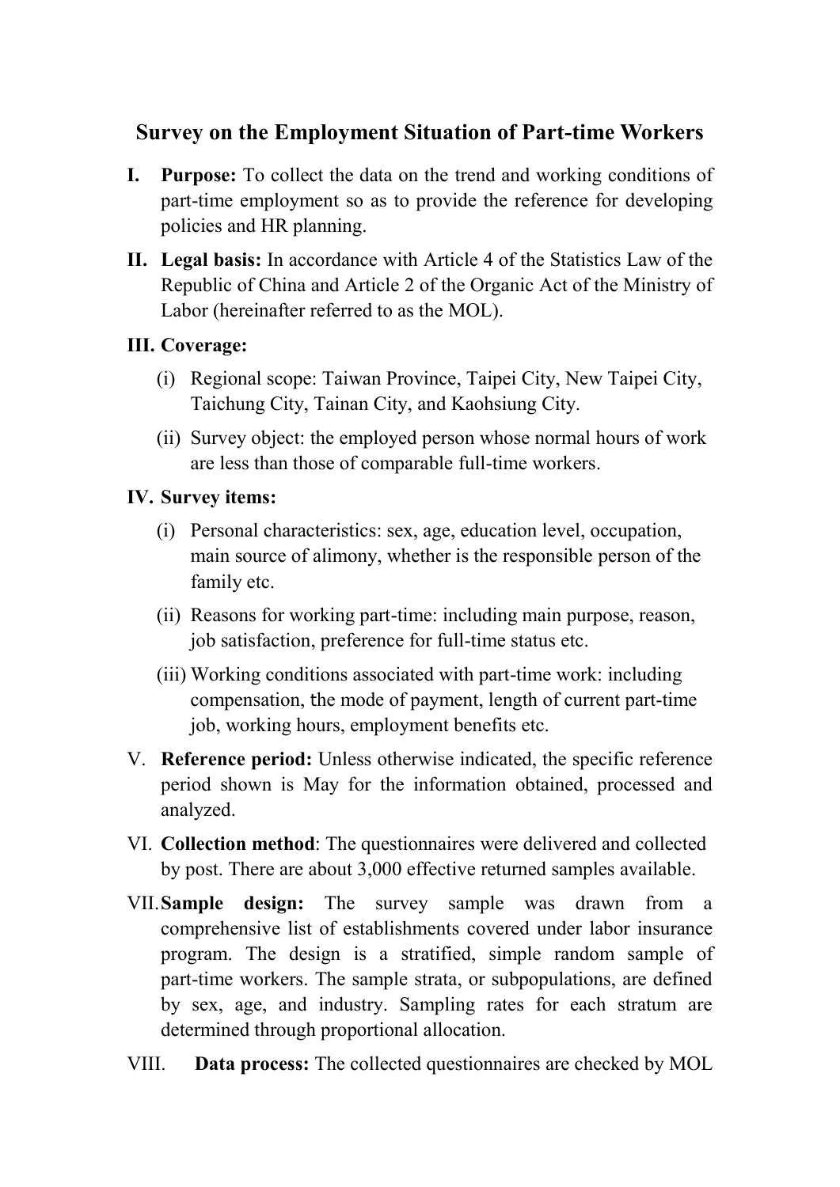# Survey on the Employment Situation of Part-time Workers

**I. Purpose:** To collect the data on the trend and working conditions of part-time employment so as to provide the reference for developing policies and HR planning.

**II. Legal basis:** In accordance with Article 4 of the Statistics Law of the Republic of China and Article 2 of the Organic Act of the Ministry of Labor (hereinafter referred to as the MOL).

**III. Coverage:**

(i) Regional scope: Taiwan Province, Taipei City, New Taipei City, Taichung City, Tainan City, and Kaohsiung City.

(ii) Survey object: the employed person whose normal hours of work are less than those of comparable full-time workers.

**IV. Survey items:**

(i) Personal characteristics: sex, age, education level, occupation, main source of alimony, whether is the responsible person of the family etc.

(ii) Reasons for working part-time: including main purpose, reason, job satisfaction, preference for full-time status etc.

(iii) Working conditions associated with part-time work: including compensation, the mode of payment, length of current part-time job, working hours, employment benefits etc.

V. **Reference period:** Unless otherwise indicated, the specific reference period shown is May for the information obtained, processed and analyzed.

VI. **Collection method**: The questionnaires were delivered and collected by post. There are about 3,000 effective returned samples available.

VII. **Sample design:** The survey sample was drawn from a comprehensive list of establishments covered under labor insurance program. The design is a stratified, simple random sample of part-time workers. The sample strata, or subpopulations, are defined by sex, age, and industry. Sampling rates for each stratum are determined through proportional allocation.

VIII. **Data process:** The collected questionnaires are checked by MOL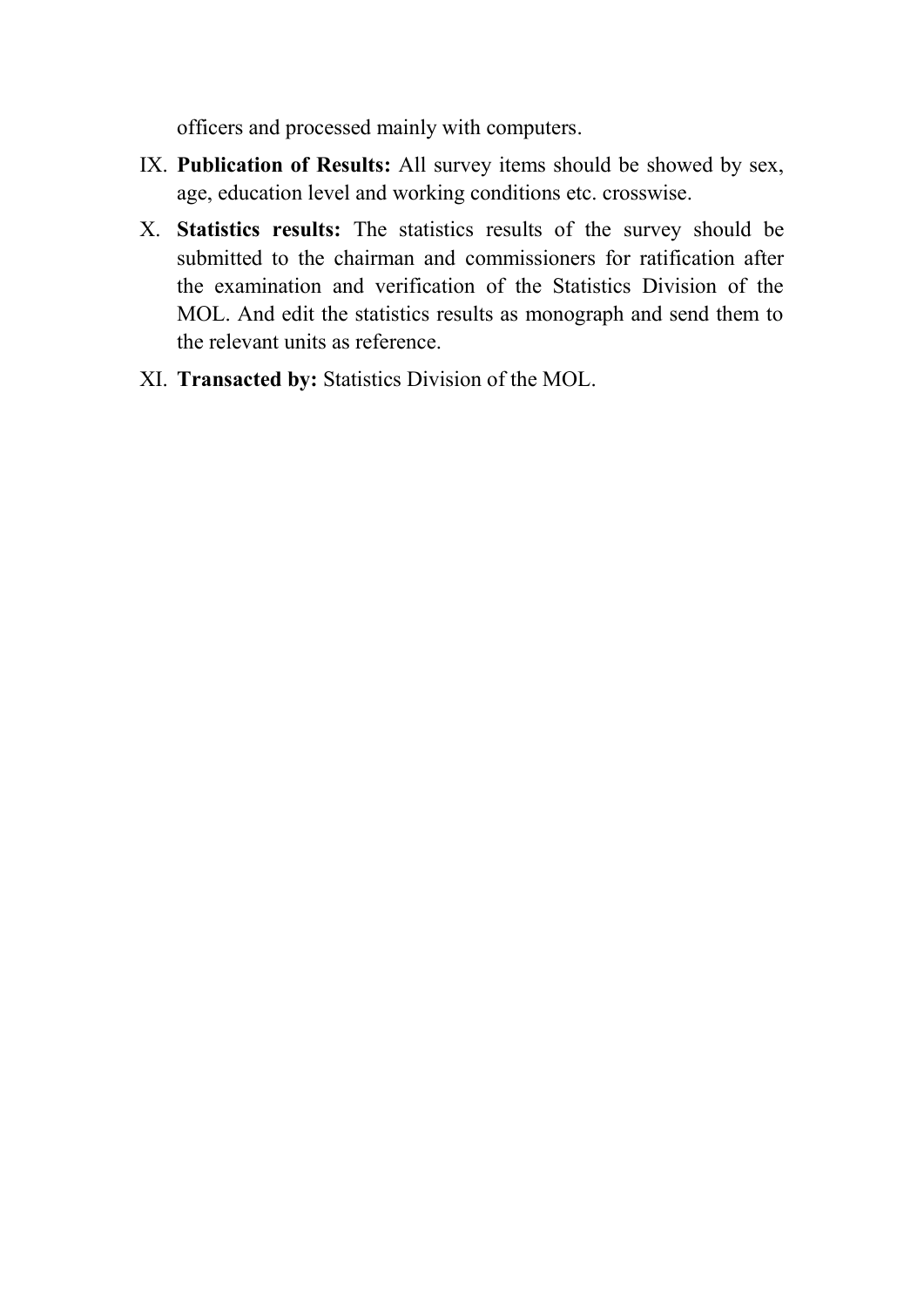officers and processed mainly with computers.

IX. **Publication of Results:** All survey items should be showed by sex, age, education level and working conditions etc. crosswise.

X. **Statistics results:** The statistics results of the survey should be submitted to the chairman and commissioners for ratification after the examination and verification of the Statistics Division of the MOL. And edit the statistics results as monograph and send them to the relevant units as reference.

XI. **Transacted by:** Statistics Division of the MOL.